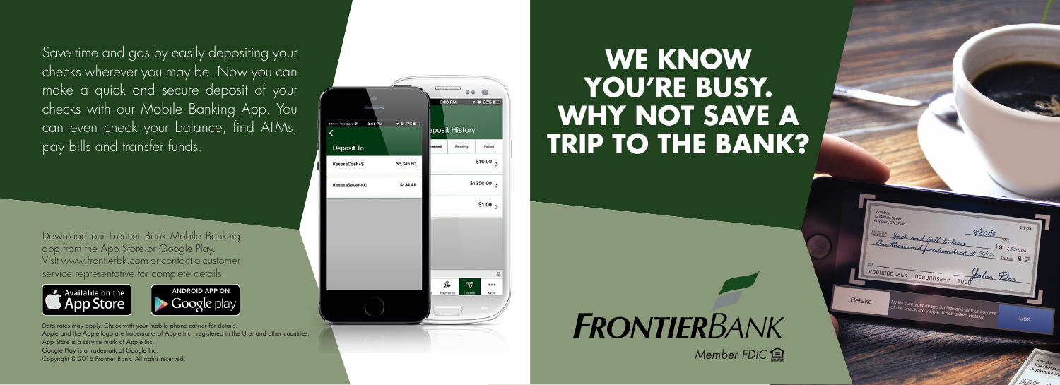Save time and gas by easily depositing your checks wherever you may be. Now you can make a quick and secure deposit of your checks with our Mobile Banking App. You can even check your balance, find ATMs, pay bills and transfer funds.

Download our Frontier Bank Mobile Banking app from the App Store or Google Play. Visit www.frontierbk.com or contact a customer service representative for complete details

Available on the App Store

ANDROID APP ON Google play

Data rates may apply. Check with your mobile phone carrier for details.
Apple and the Apple logo are trademarks of Apple Inc., registered in the U.S. and other countries.
App Store is a service mark of Apple Inc.
Google Play is a trademark of Google Inc.
Copyright © 2016 Frontier Bank. All rights reserved.

# WE KNOW YOU'RE BUSY. WHY NOT SAVE A TRIP TO THE BANK?

**FRONTIER**BANK

*Member FDIC*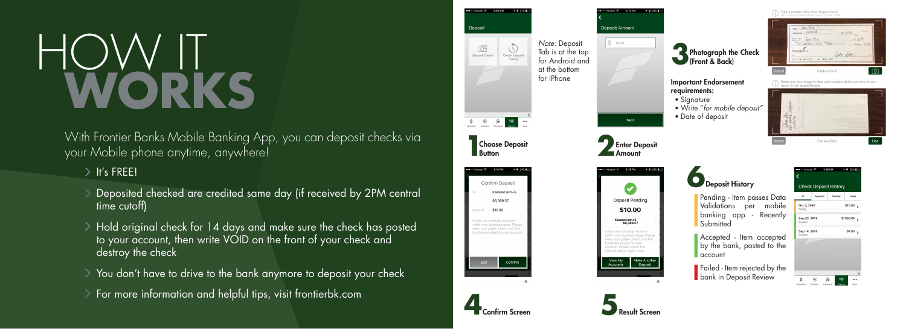# HOW IT **WORKS**

With Frontier Banks Mobile Banking App, you can deposit checks via your Mobile phone anytime, anywhere!

- It's FREE!
- Deposited checked are credited same day (if received by 2PM central time cutoff)
- Hold original check for 14 days and make sure the check has posted to your account, then write VOID on the front of your check and destroy the check
- You don't have to drive to the bank anymore to deposit your check
- For more information and helpful tips, visit frontierbk.com

*Note:* Deposit Tab is at the top for Android and at the bottom for iPhone

## 1 Choose Deposit Button

## 2 Enter Deposit Amount

## 3 Photograph the Check (Front & Back)

**Important Endorsement requirements:**

- Signature
- Write "*for mobile deposit*"
- Date of deposit

## 4 Confirm Screen

## 5 Result Screen

## 6 Deposit History

Pending - Item passes Data Validations per mobile banking app - Recently Submitted

Accepted - Item accepted by the bank, posted to the account

Failed - Item rejected by the bank in Deposit Review